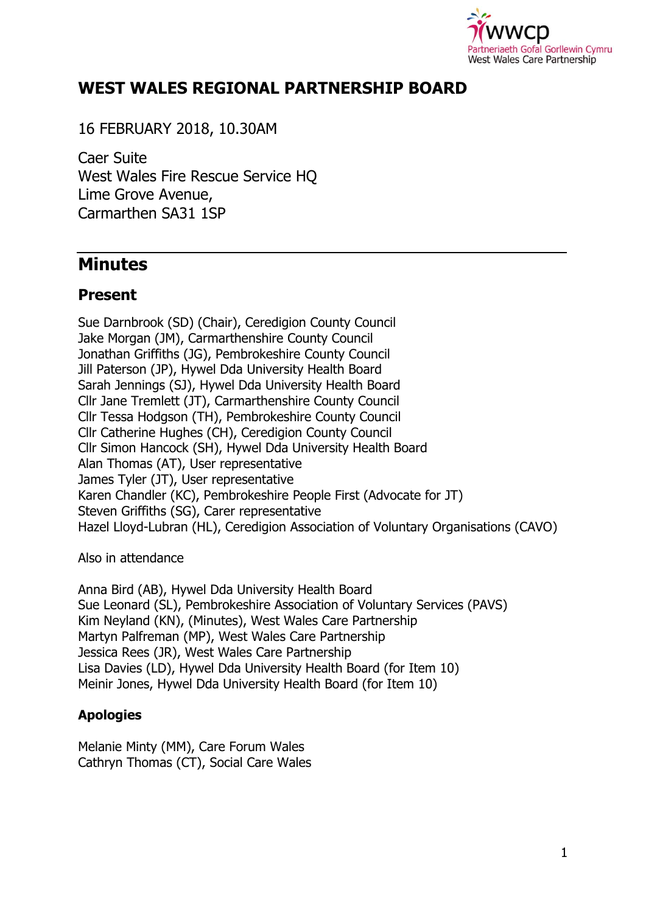# WEST WALES REGIONAL PARTNERSHIP BOARD

16 FEBRUARY 2018, 10.30AM

Caer Suite
West Wales Fire Rescue Service HQ
Lime Grove Avenue,
Carmarthen SA31 1SP

## Minutes

### Present

Sue Darnbrook (SD) (Chair), Ceredigion County Council
Jake Morgan (JM), Carmarthenshire County Council
Jonathan Griffiths (JG), Pembrokeshire County Council
Jill Paterson (JP), Hywel Dda University Health Board
Sarah Jennings (SJ), Hywel Dda University Health Board
Cllr Jane Tremlett (JT), Carmarthenshire County Council
Cllr Tessa Hodgson (TH), Pembrokeshire County Council
Cllr Catherine Hughes (CH), Ceredigion County Council
Cllr Simon Hancock (SH), Hywel Dda University Health Board
Alan Thomas (AT), User representative
James Tyler (JT), User representative
Karen Chandler (KC), Pembrokeshire People First (Advocate for JT)
Steven Griffiths (SG), Carer representative
Hazel Lloyd-Lubran (HL), Ceredigion Association of Voluntary Organisations (CAVO)

Also in attendance

Anna Bird (AB), Hywel Dda University Health Board
Sue Leonard (SL), Pembrokeshire Association of Voluntary Services (PAVS)
Kim Neyland (KN), (Minutes), West Wales Care Partnership
Martyn Palfreman (MP), West Wales Care Partnership
Jessica Rees (JR), West Wales Care Partnership
Lisa Davies (LD), Hywel Dda University Health Board (for Item 10)
Meinir Jones, Hywel Dda University Health Board (for Item 10)

### Apologies

Melanie Minty (MM), Care Forum Wales
Cathryn Thomas (CT), Social Care Wales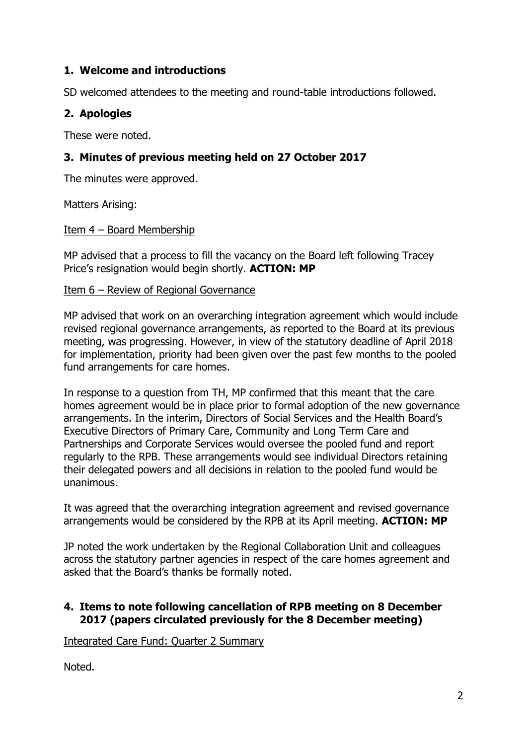## 1. Welcome and introductions

SD welcomed attendees to the meeting and round-table introductions followed.

## 2. Apologies

These were noted.

## 3. Minutes of previous meeting held on 27 October 2017

The minutes were approved.

Matters Arising:

Item 4 – Board Membership

MP advised that a process to fill the vacancy on the Board left following Tracey Price's resignation would begin shortly. **ACTION: MP**

Item 6 – Review of Regional Governance

MP advised that work on an overarching integration agreement which would include revised regional governance arrangements, as reported to the Board at its previous meeting, was progressing. However, in view of the statutory deadline of April 2018 for implementation, priority had been given over the past few months to the pooled fund arrangements for care homes.

In response to a question from TH, MP confirmed that this meant that the care homes agreement would be in place prior to formal adoption of the new governance arrangements. In the interim, Directors of Social Services and the Health Board's Executive Directors of Primary Care, Community and Long Term Care and Partnerships and Corporate Services would oversee the pooled fund and report regularly to the RPB. These arrangements would see individual Directors retaining their delegated powers and all decisions in relation to the pooled fund would be unanimous.

It was agreed that the overarching integration agreement and revised governance arrangements would be considered by the RPB at its April meeting. **ACTION: MP**

JP noted the work undertaken by the Regional Collaboration Unit and colleagues across the statutory partner agencies in respect of the care homes agreement and asked that the Board's thanks be formally noted.

## 4. Items to note following cancellation of RPB meeting on 8 December 2017 (papers circulated previously for the 8 December meeting)

Integrated Care Fund: Quarter 2 Summary

Noted.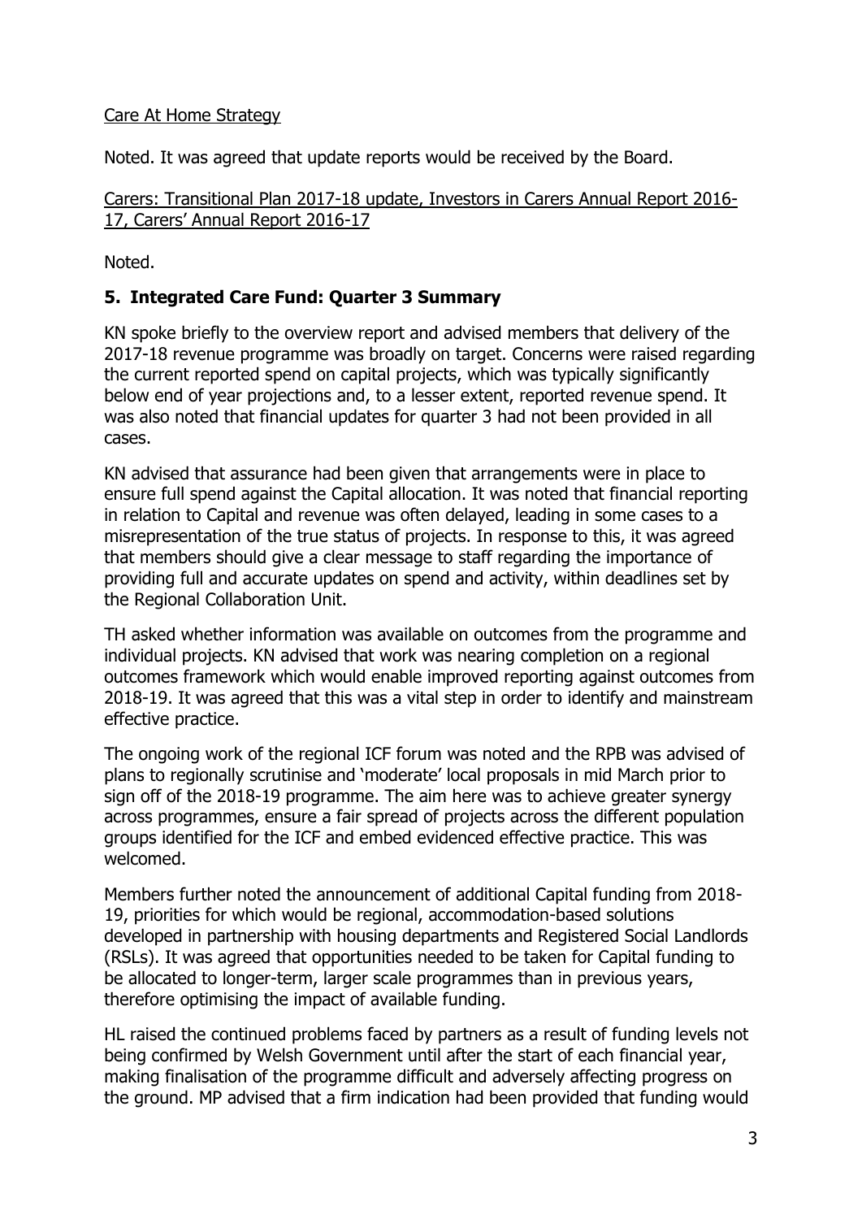Care At Home Strategy

Noted. It was agreed that update reports would be received by the Board.

Carers: Transitional Plan 2017-18 update, Investors in Carers Annual Report 2016-17, Carers' Annual Report 2016-17

Noted.

## 5. Integrated Care Fund: Quarter 3 Summary

KN spoke briefly to the overview report and advised members that delivery of the 2017-18 revenue programme was broadly on target. Concerns were raised regarding the current reported spend on capital projects, which was typically significantly below end of year projections and, to a lesser extent, reported revenue spend. It was also noted that financial updates for quarter 3 had not been provided in all cases.

KN advised that assurance had been given that arrangements were in place to ensure full spend against the Capital allocation. It was noted that financial reporting in relation to Capital and revenue was often delayed, leading in some cases to a misrepresentation of the true status of projects. In response to this, it was agreed that members should give a clear message to staff regarding the importance of providing full and accurate updates on spend and activity, within deadlines set by the Regional Collaboration Unit.

TH asked whether information was available on outcomes from the programme and individual projects. KN advised that work was nearing completion on a regional outcomes framework which would enable improved reporting against outcomes from 2018-19. It was agreed that this was a vital step in order to identify and mainstream effective practice.

The ongoing work of the regional ICF forum was noted and the RPB was advised of plans to regionally scrutinise and 'moderate' local proposals in mid March prior to sign off of the 2018-19 programme. The aim here was to achieve greater synergy across programmes, ensure a fair spread of projects across the different population groups identified for the ICF and embed evidenced effective practice. This was welcomed.

Members further noted the announcement of additional Capital funding from 2018-19, priorities for which would be regional, accommodation-based solutions developed in partnership with housing departments and Registered Social Landlords (RSLs). It was agreed that opportunities needed to be taken for Capital funding to be allocated to longer-term, larger scale programmes than in previous years, therefore optimising the impact of available funding.

HL raised the continued problems faced by partners as a result of funding levels not being confirmed by Welsh Government until after the start of each financial year, making finalisation of the programme difficult and adversely affecting progress on the ground. MP advised that a firm indication had been provided that funding would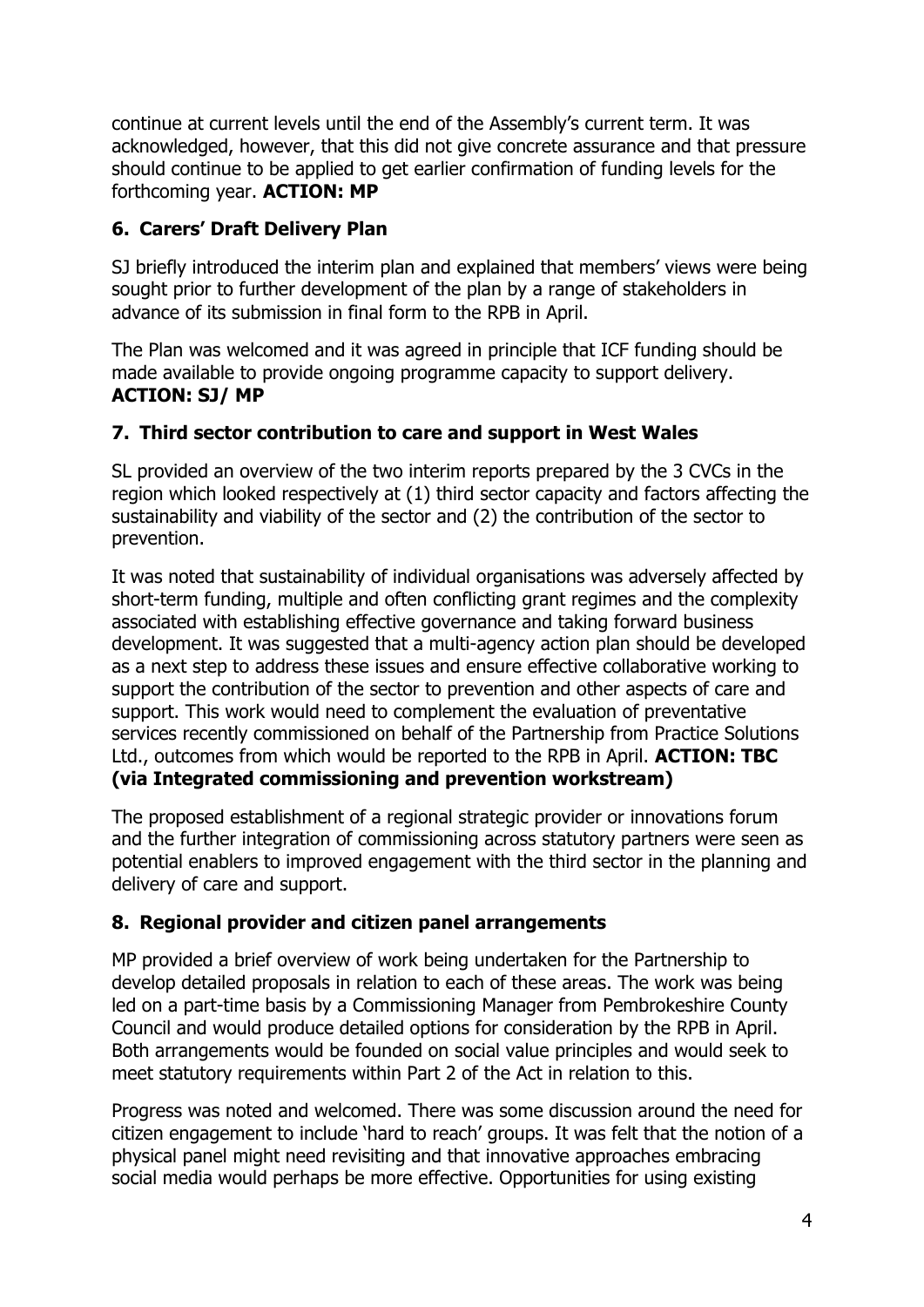continue at current levels until the end of the Assembly's current term. It was acknowledged, however, that this did not give concrete assurance and that pressure should continue to be applied to get earlier confirmation of funding levels for the forthcoming year. **ACTION: MP**

## 6. Carers' Draft Delivery Plan

SJ briefly introduced the interim plan and explained that members' views were being sought prior to further development of the plan by a range of stakeholders in advance of its submission in final form to the RPB in April.

The Plan was welcomed and it was agreed in principle that ICF funding should be made available to provide ongoing programme capacity to support delivery. **ACTION: SJ/ MP**

## 7. Third sector contribution to care and support in West Wales

SL provided an overview of the two interim reports prepared by the 3 CVCs in the region which looked respectively at (1) third sector capacity and factors affecting the sustainability and viability of the sector and (2) the contribution of the sector to prevention.

It was noted that sustainability of individual organisations was adversely affected by short-term funding, multiple and often conflicting grant regimes and the complexity associated with establishing effective governance and taking forward business development. It was suggested that a multi-agency action plan should be developed as a next step to address these issues and ensure effective collaborative working to support the contribution of the sector to prevention and other aspects of care and support. This work would need to complement the evaluation of preventative services recently commissioned on behalf of the Partnership from Practice Solutions Ltd., outcomes from which would be reported to the RPB in April. **ACTION: TBC (via Integrated commissioning and prevention workstream)**

The proposed establishment of a regional strategic provider or innovations forum and the further integration of commissioning across statutory partners were seen as potential enablers to improved engagement with the third sector in the planning and delivery of care and support.

## 8. Regional provider and citizen panel arrangements

MP provided a brief overview of work being undertaken for the Partnership to develop detailed proposals in relation to each of these areas. The work was being led on a part-time basis by a Commissioning Manager from Pembrokeshire County Council and would produce detailed options for consideration by the RPB in April. Both arrangements would be founded on social value principles and would seek to meet statutory requirements within Part 2 of the Act in relation to this.

Progress was noted and welcomed. There was some discussion around the need for citizen engagement to include 'hard to reach' groups. It was felt that the notion of a physical panel might need revisiting and that innovative approaches embracing social media would perhaps be more effective. Opportunities for using existing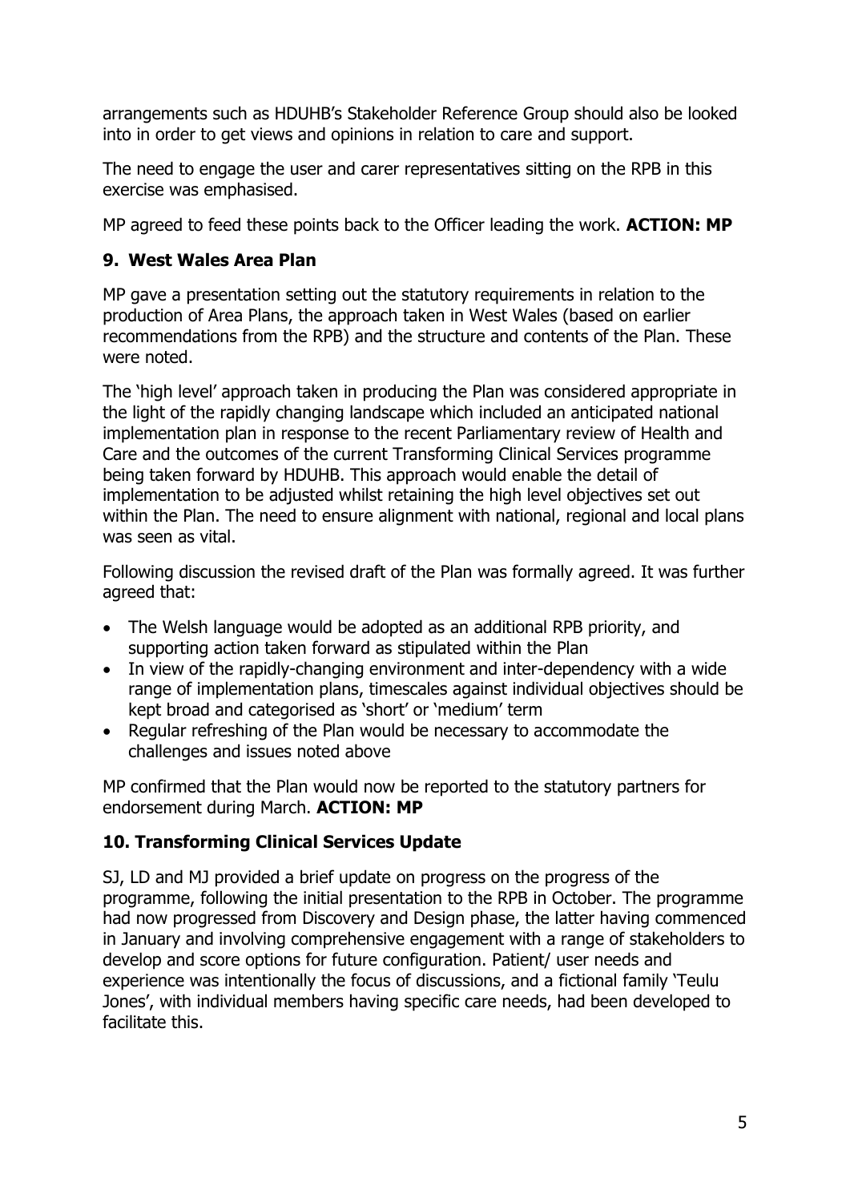arrangements such as HDUHB's Stakeholder Reference Group should also be looked into in order to get views and opinions in relation to care and support.

The need to engage the user and carer representatives sitting on the RPB in this exercise was emphasised.

MP agreed to feed these points back to the Officer leading the work. **ACTION: MP**

## 9. West Wales Area Plan

MP gave a presentation setting out the statutory requirements in relation to the production of Area Plans, the approach taken in West Wales (based on earlier recommendations from the RPB) and the structure and contents of the Plan. These were noted.

The 'high level' approach taken in producing the Plan was considered appropriate in the light of the rapidly changing landscape which included an anticipated national implementation plan in response to the recent Parliamentary review of Health and Care and the outcomes of the current Transforming Clinical Services programme being taken forward by HDUHB. This approach would enable the detail of implementation to be adjusted whilst retaining the high level objectives set out within the Plan. The need to ensure alignment with national, regional and local plans was seen as vital.

Following discussion the revised draft of the Plan was formally agreed. It was further agreed that:

- The Welsh language would be adopted as an additional RPB priority, and supporting action taken forward as stipulated within the Plan
- In view of the rapidly-changing environment and inter-dependency with a wide range of implementation plans, timescales against individual objectives should be kept broad and categorised as 'short' or 'medium' term
- Regular refreshing of the Plan would be necessary to accommodate the challenges and issues noted above

MP confirmed that the Plan would now be reported to the statutory partners for endorsement during March. **ACTION: MP**

## 10. Transforming Clinical Services Update

SJ, LD and MJ provided a brief update on progress on the progress of the programme, following the initial presentation to the RPB in October. The programme had now progressed from Discovery and Design phase, the latter having commenced in January and involving comprehensive engagement with a range of stakeholders to develop and score options for future configuration. Patient/ user needs and experience was intentionally the focus of discussions, and a fictional family 'Teulu Jones', with individual members having specific care needs, had been developed to facilitate this.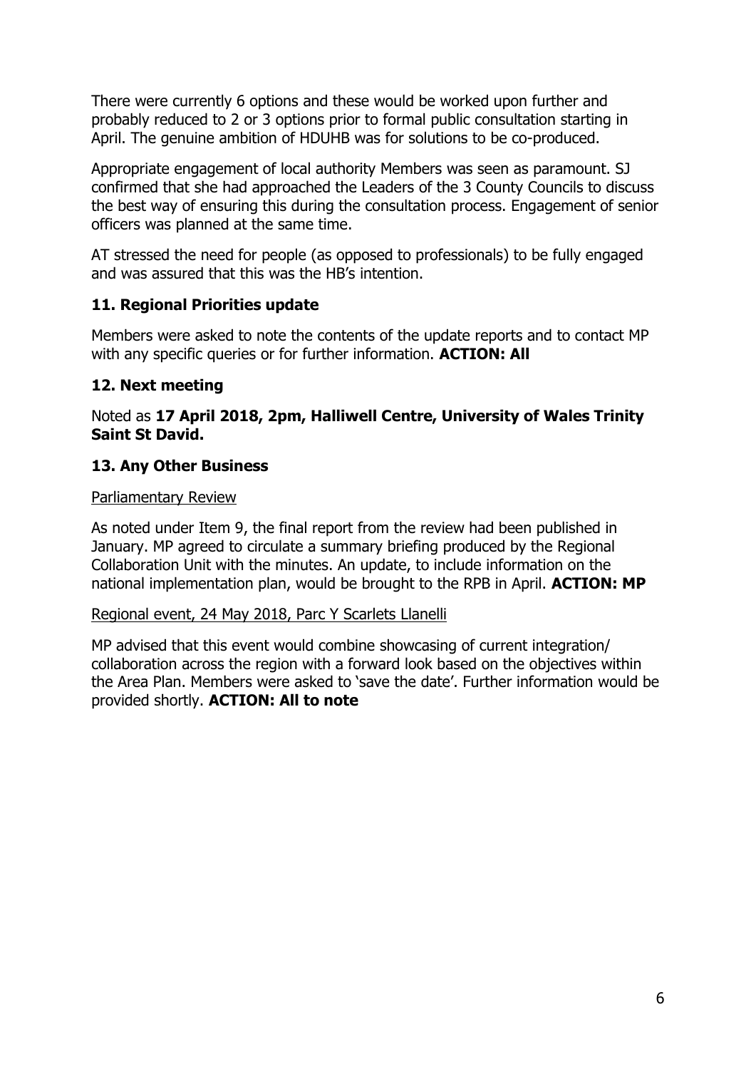There were currently 6 options and these would be worked upon further and probably reduced to 2 or 3 options prior to formal public consultation starting in April. The genuine ambition of HDUHB was for solutions to be co-produced.

Appropriate engagement of local authority Members was seen as paramount. SJ confirmed that she had approached the Leaders of the 3 County Councils to discuss the best way of ensuring this during the consultation process. Engagement of senior officers was planned at the same time.

AT stressed the need for people (as opposed to professionals) to be fully engaged and was assured that this was the HB's intention.

### 11. Regional Priorities update

Members were asked to note the contents of the update reports and to contact MP with any specific queries or for further information. **ACTION: All**

### 12. Next meeting

Noted as **17 April 2018, 2pm, Halliwell Centre, University of Wales Trinity Saint St David.**

### 13. Any Other Business

Parliamentary Review

As noted under Item 9, the final report from the review had been published in January. MP agreed to circulate a summary briefing produced by the Regional Collaboration Unit with the minutes. An update, to include information on the national implementation plan, would be brought to the RPB in April. **ACTION: MP**

Regional event, 24 May 2018, Parc Y Scarlets Llanelli

MP advised that this event would combine showcasing of current integration/ collaboration across the region with a forward look based on the objectives within the Area Plan. Members were asked to 'save the date'. Further information would be provided shortly. **ACTION: All to note**